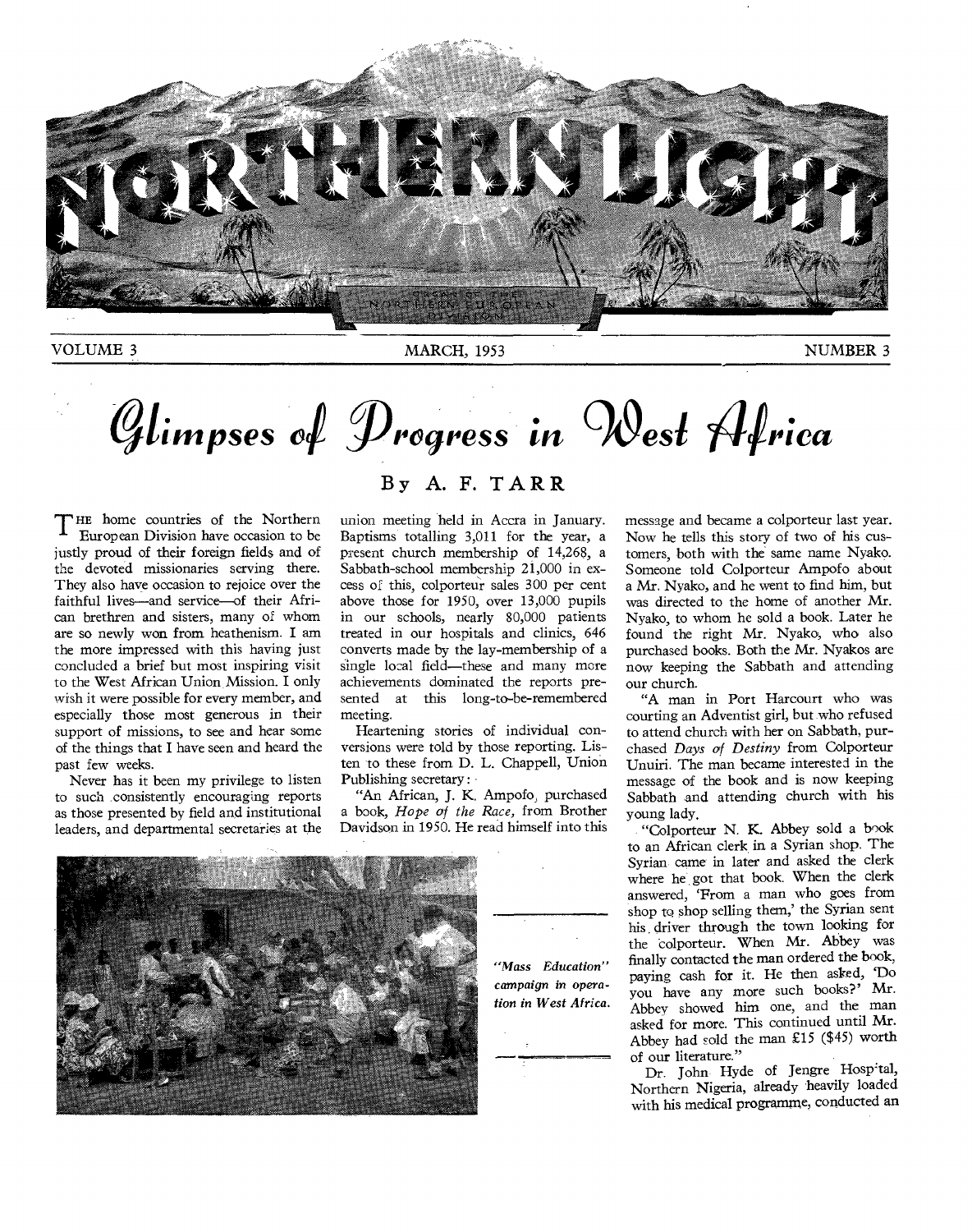# NORTHERN LIGHT

ORGAN OF THE NORTHERN EUROPEAN DIVISION

VOLUME 3 | MARCH, 1953 | NUMBER 3

## Glimpses of Progress in West Africa

### By A. F. TARR

THE home countries of the Northern European Division have occasion to be justly proud of their foreign fields and of the devoted missionaries serving there. They also have occasion to rejoice over the faithful lives—and service—of their African brethren and sisters, many of whom are so newly won from heathenism. I am the more impressed with this having just concluded a brief but most inspiring visit to the West African Union Mission. I only wish it were possible for every member, and especially those most generous in their support of missions, to see and hear some of the things that I have seen and heard the past few weeks.

Never has it been my privilege to listen to such consistently encouraging reports as those presented by field and institutional leaders, and departmental secretaries at the union meeting held in Accra in January. Baptisms totalling 3,011 for the year, a present church membership of 14,268, a Sabbath-school membership 21,000 in excess of this, colporteur sales 300 per cent above those for 1950, over 13,000 pupils in our schools, nearly 80,000 patients treated in our hospitals and clinics, 646 converts made by the lay-membership of a single local field—these and many more achievements dominated the reports presented at this long-to-be-remembered meeting.

Heartening stories of individual conversions were told by those reporting. Listen to these from D. L. Chappell, Union Publishing secretary:

"An African, J. K. Ampofo, purchased a book, *Hope of the Race,* from Brother Davidson in 1950. He read himself into this message and became a colporteur last year. Now he tells this story of two of his customers, both with the same name Nyako. Someone told Colporteur Ampofo about a Mr. Nyako, and he went to find him, but was directed to the home of another Mr. Nyako, to whom he sold a book. Later he found the right Mr. Nyako, who also purchased books. Both the Mr. Nyakos are now keeping the Sabbath and attending our church.

"A man in Port Harcourt who was courting an Adventist girl, but who refused to attend church with her on Sabbath, purchased *Days of Destiny* from Colporteur Unuiri. The man became interested in the message of the book and is now keeping Sabbath and attending church with his young lady.

"Colporteur N. K. Abbey sold a book to an African clerk in a Syrian shop. The Syrian came in later and asked the clerk where he got that book. When the clerk answered, 'From a man who goes from shop to shop selling them,' the Syrian sent his driver through the town looking for the colporteur. When Mr. Abbey was finally contacted the man ordered the book, paying cash for it. He then asked, 'Do you have any more such books?' Mr. Abbey showed him one, and the man asked for more. This continued until Mr. Abbey had sold the man £15 ($45) worth of our literature."

Dr. John Hyde of Jengre Hospital, Northern Nigeria, already heavily loaded with his medical programme, conducted an

*"Mass Education" campaign in operation in West Africa.*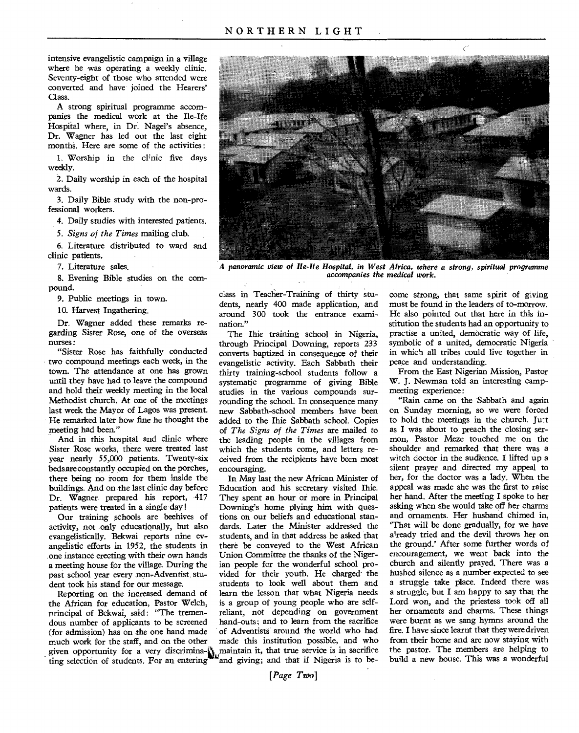intensive evangelistic campaign in a village where he was operating a weekly clinic. Seventy-eight of those who attended were converted and have joined the Hearers' Class.

A strong spiritual programme accompanies the medical work at the Ile-Ife Hospital where, in Dr. Nagel's absence, Dr. Wagner has led out the last eight months. Here are some of the activities:

1. Worship in the clinic five days weekly.
2. Daily worship in each of the hospital wards.
3. Daily Bible study with the non-professional workers.
4. Daily studies with interested patients.
5. *Signs of the Times* mailing club.
6. Literature distributed to ward and clinic patients.
7. Literature sales.
8. Evening Bible studies on the compound.
9. Public meetings in town.
10. Harvest Ingathering.

Dr. Wagner added these remarks regarding Sister Rose, one of the overseas nurses:

"Sister Rose has faithfully conducted two compound meetings each week, in the town. The attendance at one has grown until they have had to leave the compound and hold their weekly meeting in the local Methodist church. At one of the meetings last week the Mayor of Lagos was present. He remarked later how fine he thought the meeting had been."

And in this hospital and clinic where Sister Rose works, there were treated last year nearly 55,000 patients. Twenty-six beds are constantly occupied on the porches, there being no room for them inside the buildings. And on the last clinic day before Dr. Wagner prepared his report, 417 patients were treated in a single day!

Our training schools are beehives of activity, not only educationally, but also evangelistically. Bekwai reports nine evangelistic efforts in 1952, the students in one instance erecting with their own hands a meeting house for the village. During the past school year every non-Adventist student took his stand for our message.

Reporting on the increased demand of the African for education, Pastor Welch, principal of Bekwai, said: "The tremendous number of applicants to be screened (for admission) has on the one hand made much work for the staff, and on the other given opportunity for a very discriminating selection of students. For an entering class in Teacher-Training of thirty students, nearly 400 made application, and around 300 took the entrance examination."

*A panoramic view of Ile-Ife Hospital, in West Africa, where a strong, spiritual programme accompanies the medical work.*

The Ihie training school in Nigeria, through Principal Downing, reports 233 converts baptized in consequence of their evangelistic activity. Each Sabbath their thirty training-school students follow a systematic programme of giving Bible studies in the various compounds surrounding the school. In consequence many new Sabbath-school members have been added to the Ihie Sabbath school. Copies of *The Signs of the Times* are mailed to the leading people in the villages from which the students come, and letters received from the recipients have been most encouraging.

In May last the new African Minister of Education and his secretary visited Ihie. They spent an hour or more in Principal Downing's home plying him with questions on our beliefs and educational standards. Later the Minister addressed the students, and in that address he asked that there be conveyed to the West African Union Committee the thanks of the Nigerian people for the wonderful school provided for their youth. He charged the students to look well about them and learn the lesson that what Nigeria needs is a group of young people who are self-reliant, not depending on government hand-outs; and to learn from the sacrifice of Adventists around the world who had made this institution possible, and who maintain it, that true service is in sacrifice and giving; and that if Nigeria is to become strong, that same spirit of giving must be found in the leaders of to-morrow. He also pointed out that here in this institution the students had an opportunity to practise a united, democratic way of life, symbolic of a united, democratic Nigeria in which all tribes could live together in peace and understanding.

From the East Nigerian Mission, Pastor W. J. Newman told an interesting camp-meeting experience:

"Rain came on the Sabbath and again on Sunday morning, so we were forced to hold the meetings in the church. Just as I was about to preach the closing sermon, Pastor Meze touched me on the shoulder and remarked that there was a witch doctor in the audience. I lifted up a silent prayer and directed my appeal to her, for the doctor was a lady. When the appeal was made she was the first to raise her hand. After the meeting I spoke to her asking when she would take off her charms and ornaments. Her husband chimed in, 'That will be done gradually, for we have already tried and the devil throws her on the ground.' After some further words of encouragement, we went back into the church and silently prayed. There was a hushed silence as a number expected to see a struggle take place. Indeed there was a struggle, but I am happy to say that the Lord won, and the priestess took off all her ornaments and charms. These things were burnt as we sang hymns around the fire. I have since learnt that they were driven from their home and are now staying with the pastor. The members are helping to build a new house. This was a wonderful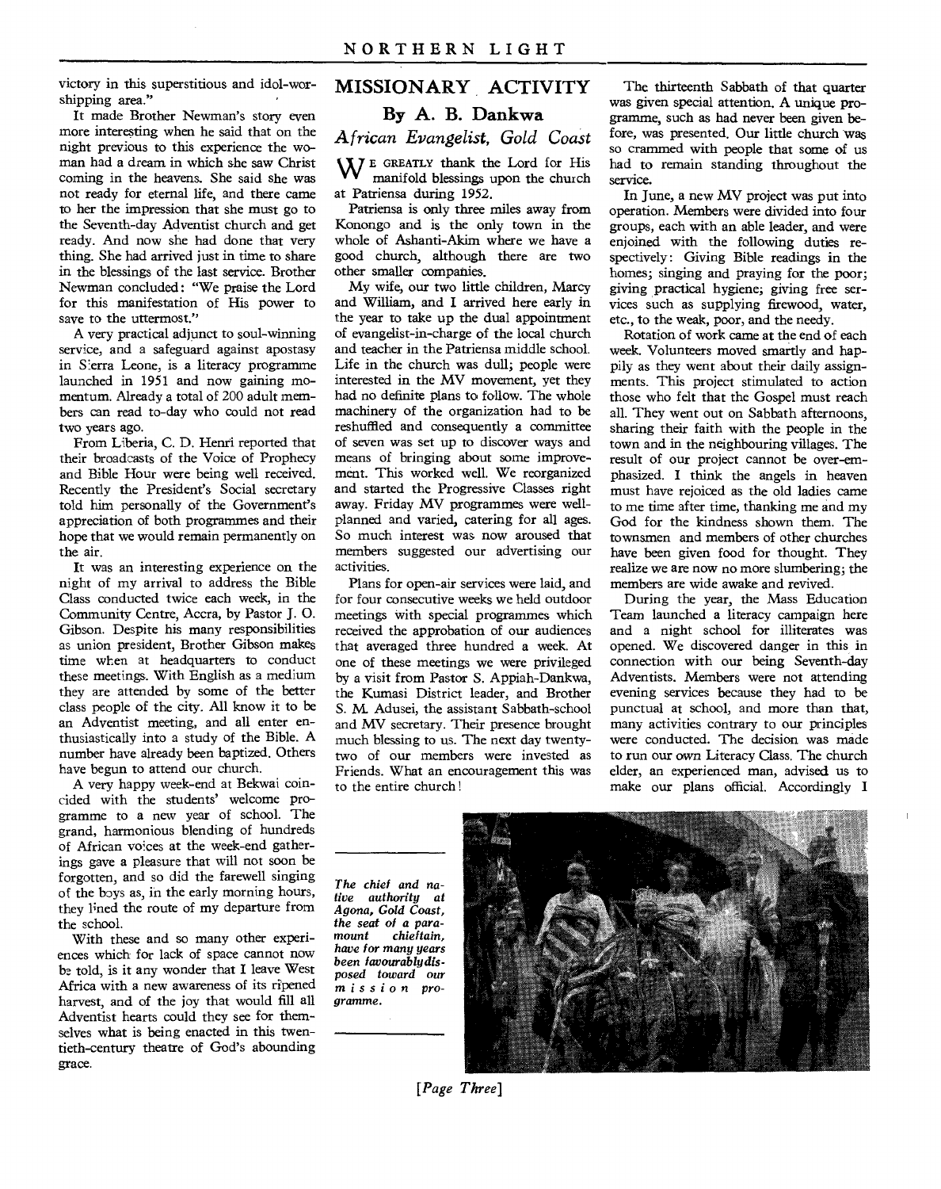victory in this superstitious and idol-worshipping area."

It made Brother Newman's story even more interesting when he said that on the night previous to this experience the woman had a dream in which she saw Christ coming in the heavens. She said she was not ready for eternal life, and there came to her the impression that she must go to the Seventh-day Adventist church and get ready. And now she had done that very thing. She had arrived just in time to share in the blessings of the last service. Brother Newman concluded: "We praise the Lord for this manifestation of His power to save to the uttermost."

A very practical adjunct to soul-winning service, and a safeguard against apostasy in Sierra Leone, is a literacy programme launched in 1951 and now gaining momentum. Already a total of 200 adult members can read to-day who could not read two years ago.

From Liberia, C. D. Henri reported that their broadcasts of the Voice of Prophecy and Bible Hour were being well received. Recently the President's Social secretary told him personally of the Government's appreciation of both programmes and their hope that we would remain permanently on the air.

It was an interesting experience on the night of my arrival to address the Bible Class conducted twice each week, in the Community Centre, Accra, by Pastor J. O. Gibson. Despite his many responsibilities as union president, Brother Gibson makes time when at headquarters to conduct these meetings. With English as a medium they are attended by some of the better class people of the city. All know it to be an Adventist meeting, and all enter enthusiastically into a study of the Bible. A number have already been baptized. Others have begun to attend our church.

A very happy week-end at Bekwai coincided with the students' welcome programme to a new year of school. The grand, harmonious blending of hundreds of African voices at the week-end gatherings gave a pleasure that will not soon be forgotten, and so did the farewell singing of the boys as, in the early morning hours, they lined the route of my departure from the school.

With these and so many other experiences which for lack of space cannot now be told, is it any wonder that I leave West Africa with a new awareness of its ripened harvest, and of the joy that would fill all Adventist hearts could they see for themselves what is being enacted in this twentieth-century theatre of God's abounding grace.

## MISSIONARY ACTIVITY

### By A. B. Dankwa

*African Evangelist, Gold Coast*

We greatly thank the Lord for His manifold blessings upon the church at Patriensa during 1952.

Patriensa is only three miles away from Konongo and is the only town in the whole of Ashanti-Akim where we have a good church, although there are two other smaller companies.

My wife, our two little children, Marcy and William, and I arrived here early in the year to take up the dual appointment of evangelist-in-charge of the local church and teacher in the Patriensa middle school. Life in the church was dull; people were interested in the MV movement, yet they had no definite plans to follow. The whole machinery of the organization had to be reshuffled and consequently a committee of seven was set up to discover ways and means of bringing about some improvement. This worked well. We reorganized and started the Progressive Classes right away. Friday MV programmes were well-planned and varied, catering for all ages. So much interest was now aroused that members suggested our advertising our activities.

Plans for open-air services were laid, and for four consecutive weeks we held outdoor meetings with special programmes which received the approbation of our audiences that averaged three hundred a week. At one of these meetings we were privileged by a visit from Pastor S. Appiah-Dankwa, the Kumasi District leader, and Brother S. M. Adusei, the assistant Sabbath-school and MV secretary. Their presence brought much blessing to us. The next day twenty-two of our members were invested as Friends. What an encouragement this was to the entire church!

The thirteenth Sabbath of that quarter was given special attention. A unique programme, such as had never been given before, was presented. Our little church was so crammed with people that some of us had to remain standing throughout the service.

In June, a new MV project was put into operation. Members were divided into four groups, each with an able leader, and were enjoined with the following duties respectively: Giving Bible readings in the homes; singing and praying for the poor; giving practical hygiene; giving free services such as supplying firewood, water, etc., to the weak, poor, and the needy.

Rotation of work came at the end of each week. Volunteers moved smartly and happily as they went about their daily assignments. This project stimulated to action those who felt that the Gospel must reach all. They went out on Sabbath afternoons, sharing their faith with the people in the town and in the neighbouring villages. The result of our project cannot be over-emphasized. I think the angels in heaven must have rejoiced as the old ladies came to me time after time, thanking me and my God for the kindness shown them. The townsmen and members of other churches have been given food for thought. They realize we are now no more slumbering; the members are wide awake and revived.

During the year, the Mass Education Team launched a literacy campaign here and a night school for illiterates was opened. We discovered danger in this in connection with our being Seventh-day Adventists. Members were not attending evening services because they had to be punctual at school, and more than that, many activities contrary to our principles were conducted. The decision was made to run our own Literacy Class. The church elder, an experienced man, advised us to make our plans official. Accordingly I

*The chief and native authority at Agona, Gold Coast, the seat of a paramount chieftain, have for many years been favourably disposed toward our mission programme.*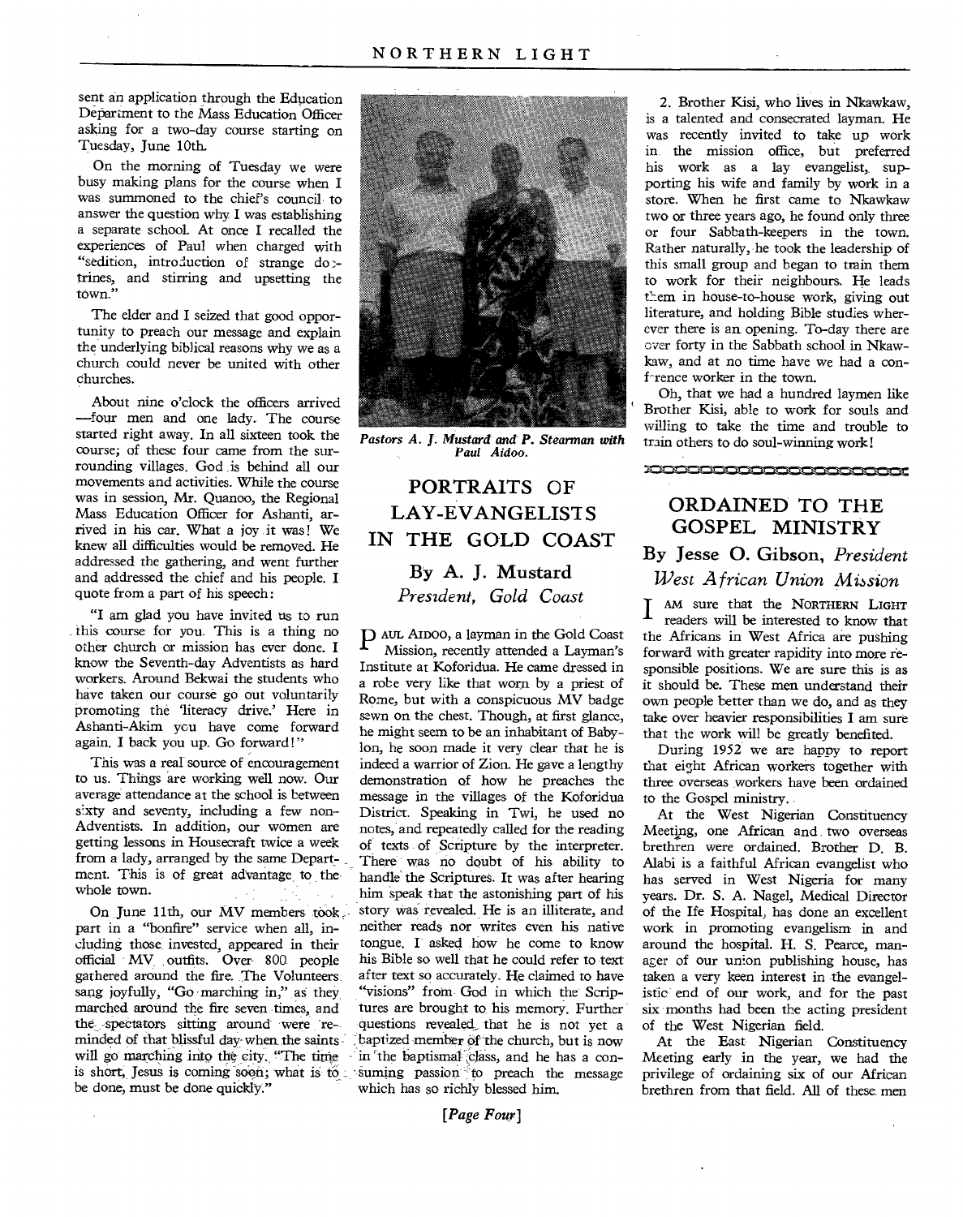sent an application through the Education Department to the Mass Education Officer asking for a two-day course starting on Tuesday, June 10th.

On the morning of Tuesday we were busy making plans for the course when I was summoned to the chief's council to answer the question why I was establishing a separate school. At once I recalled the experiences of Paul when charged with "sedition, introduction of strange doctrines, and stirring and upsetting the town."

The elder and I seized that good opportunity to preach our message and explain the underlying biblical reasons why we as a church could never be united with other churches.

About nine o'clock the officers arrived—four men and one lady. The course started right away. In all sixteen took the course; of these four came from the surrounding villages. God is behind all our movements and activities. While the course was in session, Mr. Quanoo, the Regional Mass Education Officer for Ashanti, arrived in his car. What a joy it was! We knew all difficulties would be removed. He addressed the gathering, and went further and addressed the chief and his people. I quote from a part of his speech:

"I am glad you have invited us to run this course for you. This is a thing no other church or mission has ever done. I know the Seventh-day Adventists as hard workers. Around Bekwai the students who have taken our course go out voluntarily promoting the 'literacy drive.' Here in Ashanti-Akim you have come forward again. I back you up. Go forward!"

This was a real source of encouragement to us. Things are working well now. Our average attendance at the school is between sixty and seventy, including a few non-Adventists. In addition, our women are getting lessons in Housecraft twice a week from a lady, arranged by the same Department. This is of great advantage to the whole town.

On June 11th, our MV members took part in a "bonfire" service when all, including those invested, appeared in their official MV outfits. Over 800 people gathered around the fire. The Volunteers sang joyfully, "Go marching in," as they marched around the fire seven times, and the spectators sitting around were reminded of that blissful day when the saints will go marching into the city. "The time is short, Jesus is coming soon; what is to be done, must be done quickly."

*Pastors A. J. Mustard and P. Stearman with Paul Aidoo.*

## PORTRAITS OF LAY-EVANGELISTS IN THE GOLD COAST

### By A. J. Mustard
*President, Gold Coast*

PAUL AIDOO, a layman in the Gold Coast Mission, recently attended a Layman's Institute at Koforidua. He came dressed in a robe very like that worn by a priest of Rome, but with a conspicuous MV badge sewn on the chest. Though, at first glance, he might seem to be an inhabitant of Babylon, he soon made it very clear that he is indeed a warrior of Zion. He gave a lengthy demonstration of how he preaches the message in the villages of the Koforidua District. Speaking in Twi, he used no notes, and repeatedly called for the reading of texts of Scripture by the interpreter. There was no doubt of his ability to handle the Scriptures. It was after hearing him speak that the astonishing part of his story was revealed. He is an illiterate, and neither reads nor writes even his native tongue. I asked how he come to know his Bible so well that he could refer to text after text so accurately. He claimed to have "visions" from God in which the Scriptures are brought to his memory. Further questions revealed that he is not yet a baptized member of the church, but is now in the baptismal class, and he has a consuming passion to preach the message which has so richly blessed him.

2. Brother Kisi, who lives in Nkawkaw, is a talented and consecrated layman. He was recently invited to take up work in the mission office, but preferred his work as a lay evangelist, supporting his wife and family by work in a store. When he first came to Nkawkaw two or three years ago, he found only three or four Sabbath-keepers in the town. Rather naturally, he took the leadership of this small group and began to train them to work for their neighbours. He leads them in house-to-house work, giving out literature, and holding Bible studies wherever there is an opening. To-day there are over forty in the Sabbath school in Nkawkaw, and at no time have we had a conference worker in the town.

Oh, that we had a hundred laymen like Brother Kisi, able to work for souls and willing to take the time and trouble to train others to do soul-winning work!

## ORDAINED TO THE GOSPEL MINISTRY

### By Jesse O. Gibson, *President West African Union Mission*

I AM sure that the NORTHERN LIGHT readers will be interested to know that the Africans in West Africa are pushing forward with greater rapidity into more responsible positions. We are sure this is as it should be. These men understand their own people better than we do, and as they take over heavier responsibilities I am sure that the work will be greatly benefited.

During 1952 we are happy to report that eight African workers together with three overseas workers have been ordained to the Gospel ministry.

At the West Nigerian Constituency Meeting, one African and two overseas brethren were ordained. Brother D. B. Alabi is a faithful African evangelist who has served in West Nigeria for many years. Dr. S. A. Nagel, Medical Director of the Ife Hospital, has done an excellent work in promoting evangelism in and around the hospital. H. S. Pearce, manager of our union publishing house, has taken a very keen interest in the evangelistic end of our work, and for the past six months had been the acting president of the West Nigerian field.

At the East Nigerian Constituency Meeting early in the year, we had the privilege of ordaining six of our African brethren from that field. All of these men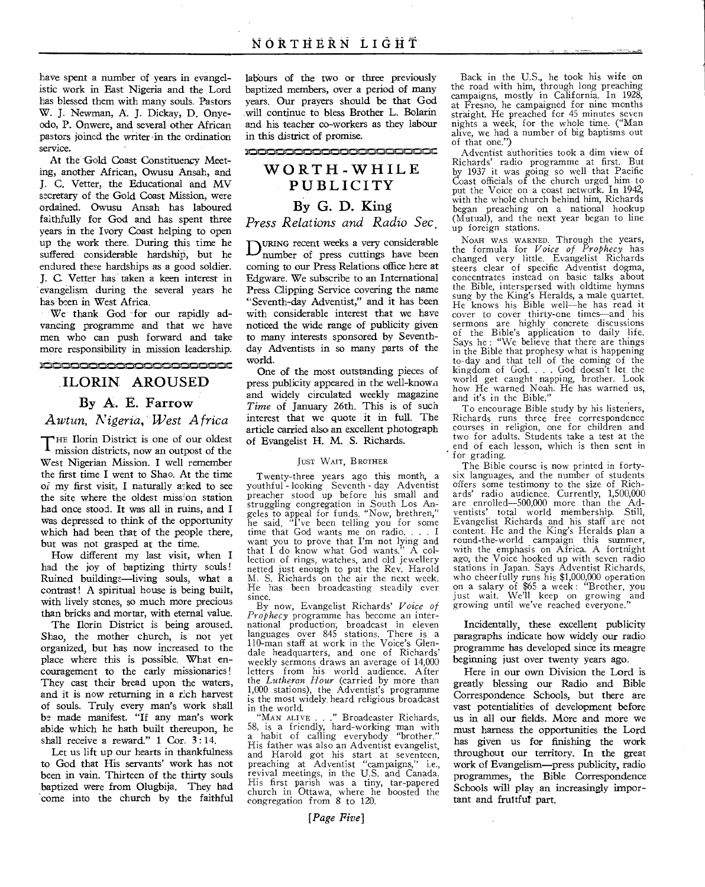have spent a number of years in evangelistic work in East Nigeria and the Lord has blessed them with many souls. Pastors W. J. Newman, A. J. Dickay, D. Onyeodo, P. Onwere, and several other African pastors joined the writer in the ordination service.

At the Gold Coast Constituency Meeting, another African, Owusu Ansah, and J. C. Vetter, the Educational and MV secretary of the Gold Coast Mission, were ordained. Owusu Ansah has laboured faithfully for God and has spent three years in the Ivory Coast helping to open up the work there. During this time he suffered considerable hardship, but he endured these hardships as a good soldier. J. C. Vetter has taken a keen interest in evangelism during the several years he has been in West Africa.

We thank God for our rapidly advancing programme and that we have men who can push forward and take more responsibility in mission leadership.

## ILORIN AROUSED

### By A. E. Farrow

*Awtun, Nigeria, West Africa*

The Ilorin District is one of our oldest mission districts, now an outpost of the West Nigerian Mission. I well remember the first time I went to Shao. At the time of my first visit, I naturally asked to see the site where the oldest mission station had once stood. It was all in ruins, and I was depressed to think of the opportunity which had been that of the people there, but was not grasped at the time.

How different my last visit, when I had the joy of baptizing thirty souls! Ruined buildings—living souls, what a contrast! A spiritual house is being built, with lively stones, so much more precious than bricks and mortar, with eternal value.

The Ilorin District is being aroused. Shao, the mother church, is not yet organized, but has now increased to the place where this is possible. What encouragement to the early missionaries! They cast their bread upon the waters, and it is now returning in a rich harvest of souls. Truly every man's work shall be made manifest. "If any man's work abide which he hath built thereupon, he shall receive a reward." 1 Cor. 3:14.

Let us lift up our hearts in thankfulness to God that His servants' work has not been in vain. Thirteen of the thirty souls baptized were from Olugbija. They had come into the church by the faithful labours of the two or three previously baptized members, over a period of many years. Our prayers should be that God will continue to bless Brother L. Bolarin and his teacher co-workers as they labour in this district of promise.

## WORTH-WHILE PUBLICITY

### By G. D. King

*Press Relations and Radio Sec.*

During recent weeks a very considerable number of press cuttings have been coming to our Press Relations office here at Edgware. We subscribe to an International Press Clipping Service covering the name "Seventh-day Adventist," and it has been with considerable interest that we have noticed the wide range of publicity given to many interests sponsored by Seventh-day Adventists in so many parts of the world.

One of the most outstanding pieces of press publicity appeared in the well-known and widely circulated weekly magazine *Time* of January 26th. This is of such interest that we quote it in full. The article carried also an excellent photograph of Evangelist H. M. S. Richards.

#### Just Wait, Brother

Twenty-three years ago this month, a youthful-looking Seventh-day Adventist preacher stood up before his small and struggling congregation in South Los Angeles to appeal for funds. "Now, brethren," he said, "I've been telling you for some time that God wants me on radio. . . . I want you to prove that I'm not lying and that I do know what God wants." A collection of rings, watches, and old jewellery netted just enough to put the Rev. Harold M. S. Richards on the air the next week. He has been broadcasting steadily ever since.

By now, Evangelist Richards' *Voice of Prophecy* programme has become an international production, broadcast in eleven languages over 845 stations. There is a 110-man staff at work in the Voice's Glendale headquarters, and one of Richards' weekly sermons draws an average of 14,000 letters from his world audience. After the *Lutheran Hour* (carried by more than 1,000 stations), the Adventist's programme is the most widely heard religious broadcast in the world.

"Man alive . . ." Broadcaster Richards, 58, is a friendly, hard-working man with a habit of calling everybody "brother." His father was also an Adventist evangelist, and Harold got his start at seventeen, preaching at Adventist "campaigns," i.e., revival meetings, in the U.S. and Canada. His first parish was a tiny, tar-papered church in Ottawa, where he boosted the congregation from 8 to 120.

Back in the U.S., he took his wife on the road with him, through long preaching campaigns, mostly in California. In 1928, at Fresno, he campaigned for nine months straight. He preached for 45 minutes seven nights a week, for the whole time. ("Man alive, we had a number of big baptisms out of that one.")

Adventist authorities took a dim view of Richards' radio programme at first. But by 1937 it was going so well that Pacific Coast officials of the church urged him to put the Voice on a coast network. In 1942, with the whole church behind him, Richards began preaching on a national hookup (Mutual), and the next year began to line up foreign stations.

Noah was warned. Through the years, the formula for *Voice of Prophecy* has changed very little. Evangelist Richards steers clear of specific Adventist dogma, concentrates instead on basic talks about the Bible, interspersed with oldtime hymns sung by the King's Heralds, a male quartet. He knows his Bible well—he has read it cover to cover thirty-one times—and his sermons are highly concrete discussions of the Bible's application to daily life. Says he: "We believe that there are things in the Bible that prophesy what is happening to-day and that tell of the coming of the kingdom of God. . . . God doesn't let the world get caught napping, brother. Look how He warned Noah. He has warned us, and it's in the Bible."

To encourage Bible study by his listeners, Richards runs three free correspondence courses in religion, one for children and two for adults. Students take a test at the end of each lesson, which is then sent in for grading.

The Bible course is now printed in forty-six languages, and the number of students offers some testimony to the size of Richards' radio audience. Currently, 1,500,000 are enrolled—500,000 more than the Adventists' total world membership. Still, Evangelist Richards and his staff are not content. He and the King's Heralds plan a round-the-world campaign this summer, with the emphasis on Africa. A fortnight ago, the Voice hooked up with seven radio stations in Japan. Says Adventist Richards, who cheerfully runs his $1,000,000 operation on a salary of $65 a week: "Brother, you just wait. We'll keep on growing and growing until we've reached everyone."

Incidentally, these excellent publicity paragraphs indicate how widely our radio programme has developed since its meagre beginning just over twenty years ago.

Here in our own Division the Lord is greatly blessing our Radio and Bible Correspondence Schools, but there are vast potentialities of development before us in all our fields. More and more we must harness the opportunities the Lord has given us for finishing the work throughout our territory. In the great work of Evangelism—press publicity, radio programmes, the Bible Correspondence Schools will play an increasingly important and fruitful part.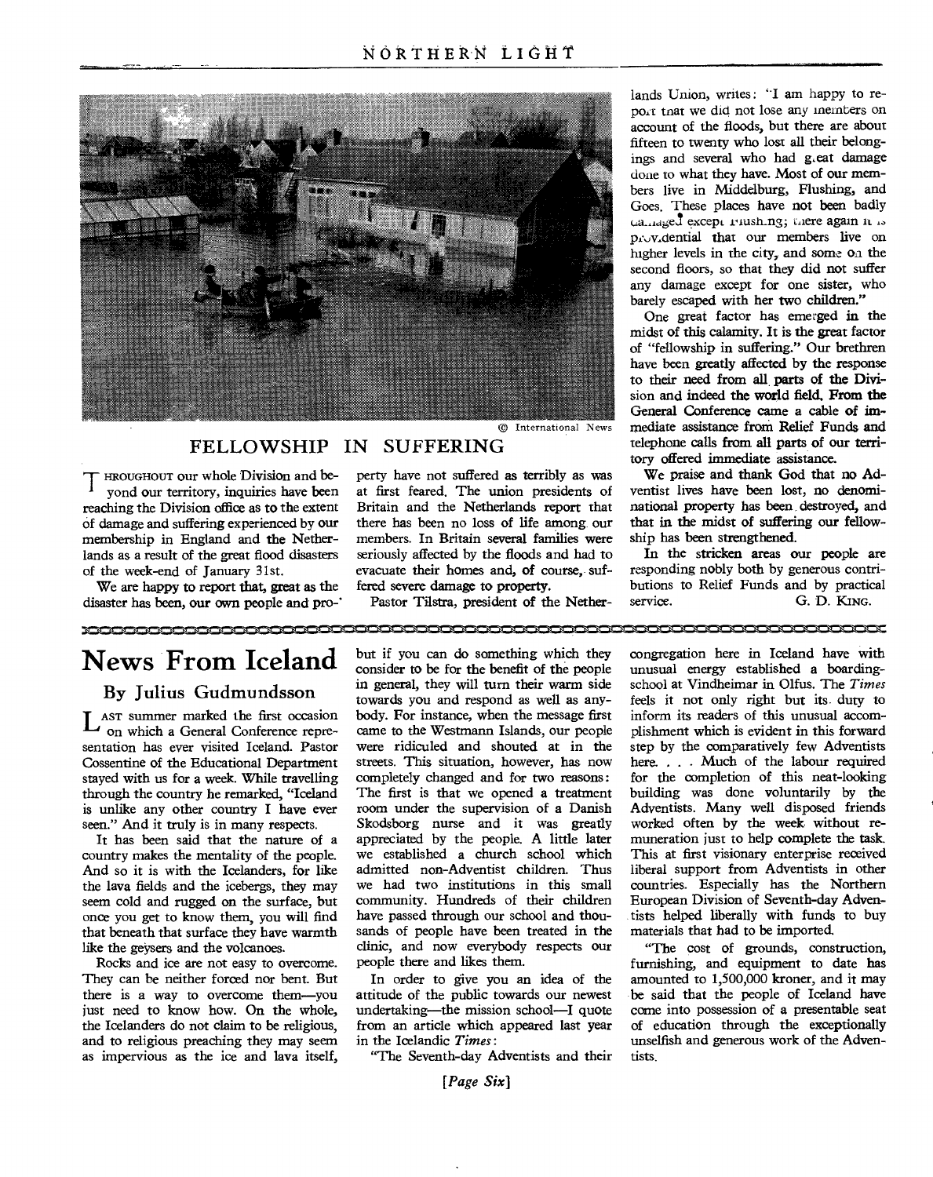© International News

## FELLOWSHIP IN SUFFERING

Throughout our whole Division and beyond our territory, inquiries have been reaching the Division office as to the extent of damage and suffering experienced by our membership in England and the Netherlands as a result of the great flood disasters of the week-end of January 31st.

We are happy to report that, great as the disaster has been, our own people and property have not suffered as terribly as was at first feared. The union presidents of Britain and the Netherlands report that there has been no loss of life among our members. In Britain several families were seriously affected by the floods and had to evacuate their homes and, of course, suffered severe damage to property.

Pastor Tilstra, president of the Netherlands Union, writes: "I am happy to report that we did not lose any members on account of the floods, but there are about fifteen to twenty who lost all their belongings and several who had great damage done to what they have. Most of our members live in Middelburg, Flushing, and Goes. These places have not been badly damaged except Flushing; there again it is providential that our members live on higher levels in the city, and some on the second floors, so that they did not suffer any damage except for one sister, who barely escaped with her two children."

One great factor has emerged in the midst of this calamity. It is the great factor of "fellowship in suffering." Our brethren have been greatly affected by the response to their need from all parts of the Division and indeed the world field. From the General Conference came a cable of immediate assistance from Relief Funds and telephone calls from all parts of our territory offered immediate assistance.

We praise and thank God that no Adventist lives have been lost, no denominational property has been destroyed, and that in the midst of suffering our fellowship has been strengthened.

In the stricken areas our people are responding nobly both by generous contributions to Relief Funds and by practical service.

G. D. King.

# News From Iceland

### By Julius Gudmundsson

Last summer marked the first occasion on which a General Conference representation has ever visited Iceland. Pastor Cossentine of the Educational Department stayed with us for a week. While travelling through the country he remarked, "Iceland is unlike any other country I have ever seen." And it truly is in many respects.

It has been said that the nature of a country makes the mentality of the people. And so it is with the Icelanders, for like the lava fields and the icebergs, they may seem cold and rugged on the surface, but once you get to know them, you will find that beneath that surface they have warmth like the geysers and the volcanoes.

Rocks and ice are not easy to overcome. They can be neither forced nor bent. But there is a way to overcome them—you just need to know how. On the whole, the Icelanders do not claim to be religious, and to religious preaching they may seem as impervious as the ice and lava itself, but if you can do something which they consider to be for the benefit of the people in general, they will turn their warm side towards you and respond as well as anybody. For instance, when the message first came to the Westmann Islands, our people were ridiculed and shouted at in the streets. This situation, however, has now completely changed and for two reasons: The first is that we opened a treatment room under the supervision of a Danish Skodsborg nurse and it was greatly appreciated by the people. A little later we established a church school which admitted non-Adventist children. Thus we had two institutions in this small community. Hundreds of their children have passed through our school and thousands of people have been treated in the clinic, and now everybody respects our people there and likes them.

In order to give you an idea of the attitude of the public towards our newest undertaking—the mission school—I quote from an article which appeared last year in the Icelandic *Times*:

"The Seventh-day Adventists and their congregation here in Iceland have with unusual energy established a boarding-school at Vindheimar in Olfus. The *Times* feels it not only right but its duty to inform its readers of this unusual accomplishment which is evident in this forward step by the comparatively few Adventists here. . . . Much of the labour required for the completion of this neat-looking building was done voluntarily by the Adventists. Many well disposed friends worked often by the week without remuneration just to help complete the task. This at first visionary enterprise received liberal support from Adventists in other countries. Especially has the Northern European Division of Seventh-day Adventists helped liberally with funds to buy materials that had to be imported.

"The cost of grounds, construction, furnishing, and equipment to date has amounted to 1,500,000 kroner, and it may be said that the people of Iceland have come into possession of a presentable seat of education through the exceptionally unselfish and generous work of the Adventists.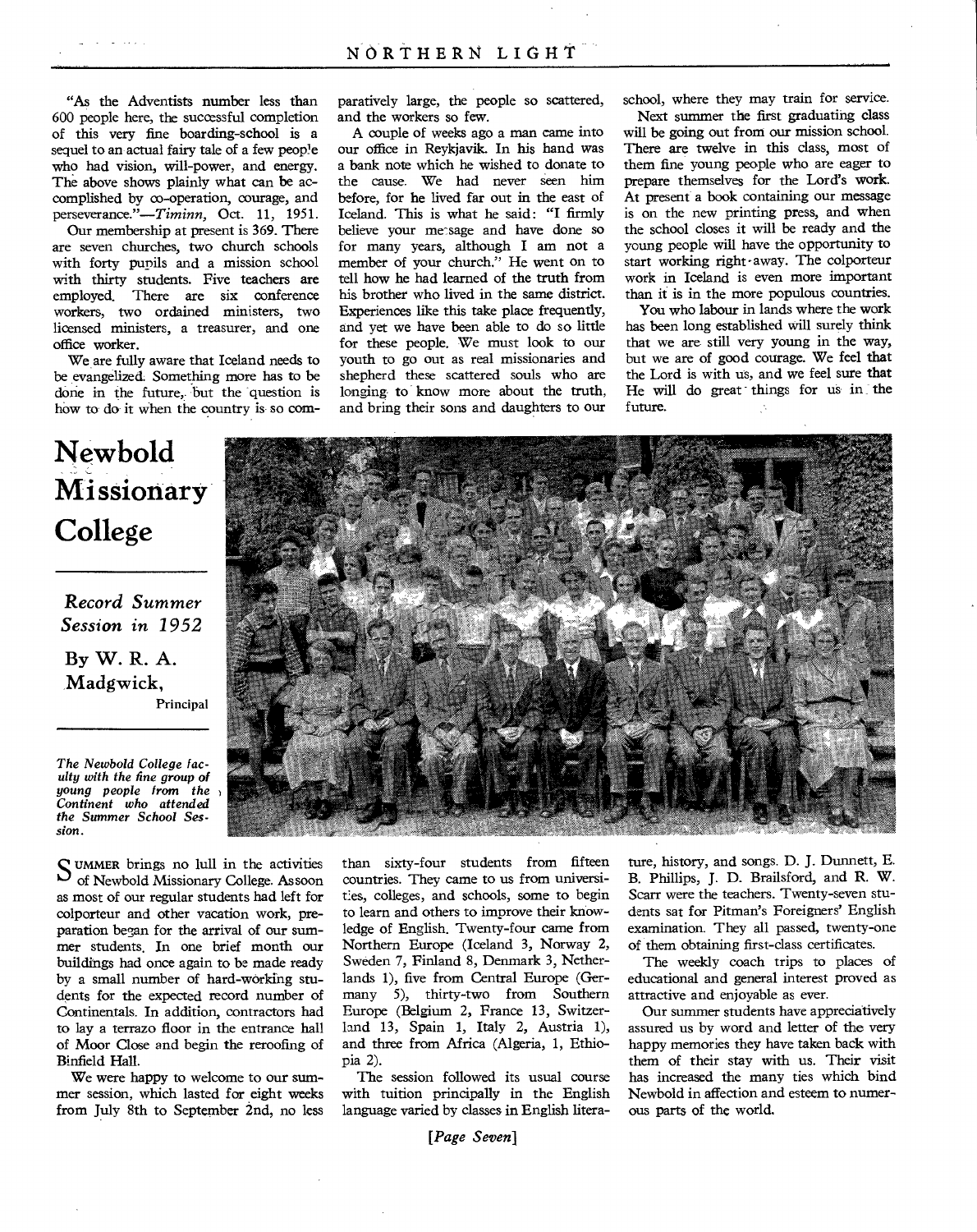"As the Adventists number less than 600 people here, the successful completion of this very fine boarding-school is a sequel to an actual fairy tale of a few people who had vision, will-power, and energy. The above shows plainly what can be accomplished by co-operation, courage, and perseverance."—*Timinn*, Oct. 11, 1951.

Our membership at present is 369. There are seven churches, two church schools with forty pupils and a mission school with thirty students. Five teachers are employed. There are six conference workers, two ordained ministers, two licensed ministers, a treasurer, and one office worker.

We are fully aware that Iceland needs to be evangelized. Something more has to be done in the future, but the question is how to do it when the country is so comparatively large, the people so scattered, and the workers so few.

A couple of weeks ago a man came into our office in Reykjavik. In his hand was a bank note which he wished to donate to the cause. We had never seen him before, for he lived far out in the east of Iceland. This is what he said: "I firmly believe your message and have done so for many years, although I am not a member of your church." He went on to tell how he had learned of the truth from his brother who lived in the same district. Experiences like this take place frequently, and yet we have been able to do so little for these people. We must look to our youth to go out as real missionaries and shepherd these scattered souls who are longing to know more about the truth, and bring their sons and daughters to our school, where they may train for service.

Next summer the first graduating class will be going out from our mission school. There are twelve in this class, most of them fine young people who are eager to prepare themselves for the Lord's work. At present a book containing our message is on the new printing press, and when the school closes it will be ready and the young people will have the opportunity to start working right away. The colporteur work in Iceland is even more important than it is in the more populous countries.

You who labour in lands where the work has been long established will surely think that we are still very young in the way, but we are of good courage. We feel that the Lord is with us, and we feel sure that He will do great things for us in the future.

# Newbold Missionary College

## *Record Summer Session in 1952*

**By W. R. A. Madgwick,** Principal

*The Newbold College faculty with the fine group of young people from the Continent who attended the Summer School Session.*

Summer brings no lull in the activities of Newbold Missionary College. As soon as most of our regular students had left for colporteur and other vacation work, preparation began for the arrival of our summer students. In one brief month our buildings had once again to be made ready by a small number of hard-working students for the expected record number of Continentals. In addition, contractors had to lay a terrazo floor in the entrance hall of Moor Close and begin the reroofing of Binfield Hall.

We were happy to welcome to our summer session, which lasted for eight weeks from July 8th to September 2nd, no less than sixty-four students from fifteen countries. They came to us from universities, colleges, and schools, some to begin to learn and others to improve their knowledge of English. Twenty-four came from Northern Europe (Iceland 3, Norway 2, Sweden 7, Finland 8, Denmark 3, Netherlands 1), five from Central Europe (Germany 5), thirty-two from Southern Europe (Belgium 2, France 13, Switzerland 13, Spain 1, Italy 2, Austria 1), and three from Africa (Algeria, 1, Ethiopia 2).

The session followed its usual course with tuition principally in the English language varied by classes in English literature, history, and songs. D. J. Dunnett, E. B. Phillips, J. D. Brailsford, and R. W. Scarr were the teachers. Twenty-seven students sat for Pitman's Foreigners' English examination. They all passed, twenty-one of them obtaining first-class certificates.

The weekly coach trips to places of educational and general interest proved as attractive and enjoyable as ever.

Our summer students have appreciatively assured us by word and letter of the very happy memories they have taken back with them of their stay with us. Their visit has increased the many ties which bind Newbold in affection and esteem to numerous parts of the world.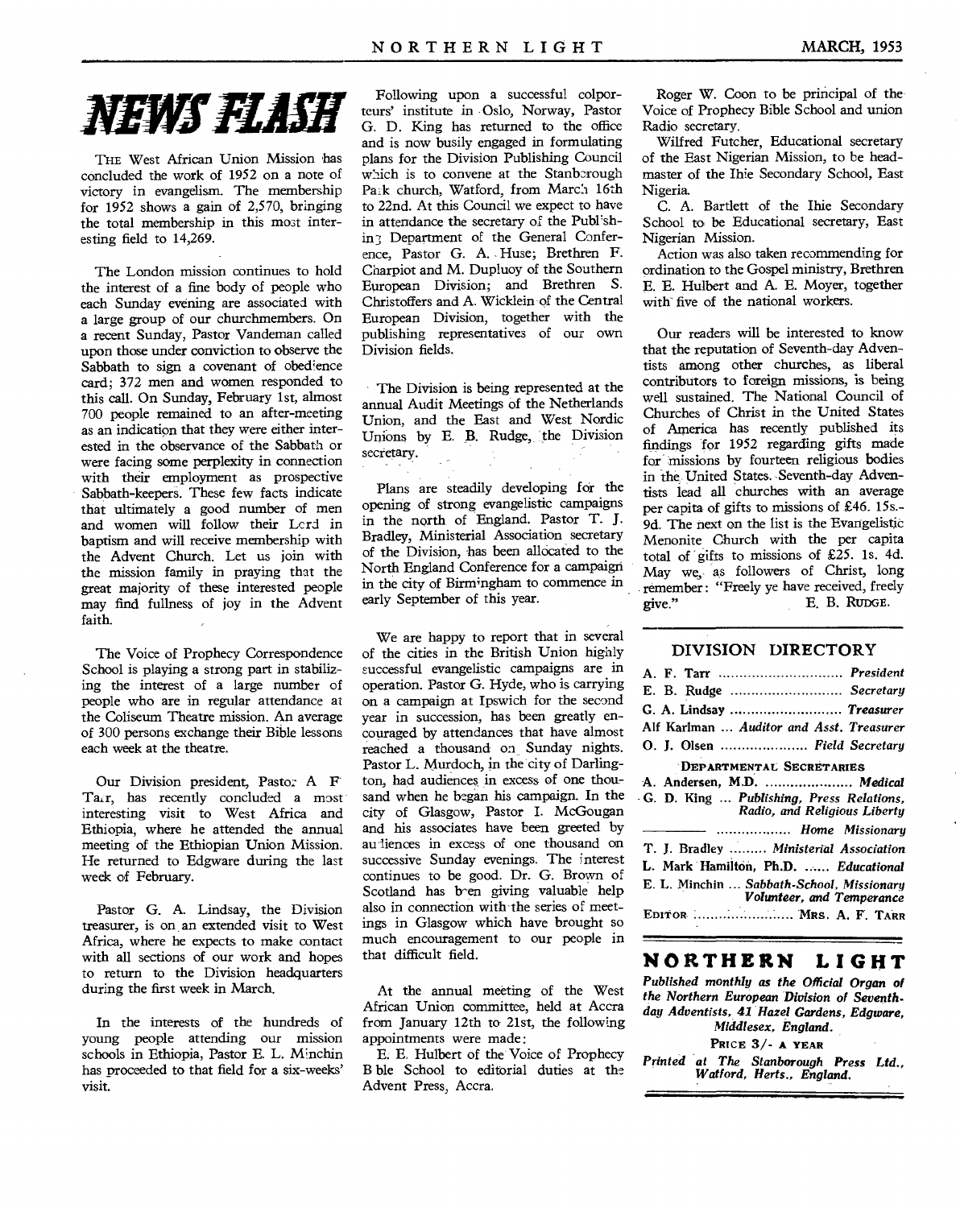# NEWS FLASH

The West African Union Mission has concluded the work of 1952 on a note of victory in evangelism. The membership for 1952 shows a gain of 2,570, bringing the total membership in this most interesting field to 14,269.

The London mission continues to hold the interest of a fine body of people who each Sunday evening are associated with a large group of our churchmembers. On a recent Sunday, Pastor Vandeman called upon those under conviction to observe the Sabbath to sign a covenant of obedience card; 372 men and women responded to this call. On Sunday, February 1st, almost 700 people remained to an after-meeting as an indication that they were either interested in the observance of the Sabbath or were facing some perplexity in connection with their employment as prospective Sabbath-keepers. These few facts indicate that ultimately a good number of men and women will follow their Lord in baptism and will receive membership with the Advent Church. Let us join with the mission family in praying that the great majority of these interested people may find fullness of joy in the Advent faith.

The Voice of Prophecy Correspondence School is playing a strong part in stabilizing the interest of a large number of people who are in regular attendance at the Coliseum Theatre mission. An average of 300 persons exchange their Bible lessons each week at the theatre.

Our Division president, Pastor A F Tarr, has recently concluded a most interesting visit to West Africa and Ethiopia, where he attended the annual meeting of the Ethiopian Union Mission. He returned to Edgware during the last week of February.

Pastor G. A. Lindsay, the Division treasurer, is on an extended visit to West Africa, where he expects to make contact with all sections of our work and hopes to return to the Division headquarters during the first week in March.

In the interests of the hundreds of young people attending our mission schools in Ethiopia, Pastor E. L. Minchin has proceeded to that field for a six-weeks' visit.

Following upon a successful colporteurs' institute in Oslo, Norway, Pastor G. D. King has returned to the office and is now busily engaged in formulating plans for the Division Publishing Council which is to convene at the Stanborough Park church, Watford, from March 16th to 22nd. At this Council we expect to have in attendance the secretary of the Publishing Department of the General Conference, Pastor G. A. Huse; Brethren F. Charpiot and M. Dupluoy of the Southern European Division; and Brethren S. Christoffers and A. Wicklein of the Central European Division, together with the publishing representatives of our own Division fields.

The Division is being represented at the annual Audit Meetings of the Netherlands Union, and the East and West Nordic Unions by E. B. Rudge, the Division secretary.

Plans are steadily developing for the opening of strong evangelistic campaigns in the north of England. Pastor T. J. Bradley, Ministerial Association secretary of the Division, has been allocated to the North England Conference for a campaign in the city of Birmingham to commence in early September of this year.

We are happy to report that in several of the cities in the British Union highly successful evangelistic campaigns are in operation. Pastor G. Hyde, who is carrying on a campaign at Ipswich for the second year in succession, has been greatly encouraged by attendances that have almost reached a thousand on Sunday nights. Pastor L. Murdoch, in the city of Darlington, had audiences in excess of one thousand when he began his campaign. In the city of Glasgow, Pastor I. McGougan and his associates have been greeted by audiences in excess of one thousand on successive Sunday evenings. The interest continues to be good. Dr. G. Brown of Scotland has been giving valuable help also in connection with the series of meetings in Glasgow which have brought so much encouragement to our people in that difficult field.

At the annual meeting of the West African Union committee, held at Accra from January 12th to 21st, the following appointments were made:

E. E. Hulbert of the Voice of Prophecy Bible School to editorial duties at the Advent Press, Accra.

Roger W. Coon to be principal of the Voice of Prophecy Bible School and union Radio secretary.

Wilfred Futcher, Educational secretary of the East Nigerian Mission, to be headmaster of the Ihie Secondary School, East Nigeria.

C. A. Bartlett of the Ihie Secondary School to be Educational secretary, East Nigerian Mission.

Action was also taken recommending for ordination to the Gospel ministry, Brethren E. E. Hulbert and A. E. Moyer, together with five of the national workers.

Our readers will be interested to know that the reputation of Seventh-day Adventists among other churches, as liberal contributors to foreign missions, is being well sustained. The National Council of Churches of Christ in the United States of America has recently published its findings for 1952 regarding gifts made for missions by fourteen religious bodies in the United States. Seventh-day Adventists lead all churches with an average per capita of gifts to missions of £46. 15s.-9d. The next on the list is the Evangelistic Menonite Church with the per capita total of gifts to missions of £25. 1s. 4d. May we, as followers of Christ, long remember: "Freely ye have received, freely give."

E. B. Rudge.

## DIVISION DIRECTORY

A. F. Tarr ... *President*
E. B. Rudge ... *Secretary*
G. A. Lindsay ... *Treasurer*
Alf Karlman ... *Auditor and Asst. Treasurer*
O. J. Olsen ... *Field Secretary*

**Departmental Secretaries**

A. Andersen, M.D. ... *Medical*
G. D. King ... *Publishing, Press Relations, Radio, and Religious Liberty*
——— ... *Home Missionary*
T. J. Bradley ... *Ministerial Association*
L. Mark Hamilton, Ph.D. ... *Educational*
E. L. Minchin ... *Sabbath-School, Missionary Volunteer, and Temperance*
Editor ... Mrs. A. F. Tarr

## NORTHERN LIGHT

*Published monthly as the Official Organ of the Northern European Division of Seventh-day Adventists, 41 Hazel Gardens, Edgware, Middlesex, England.*

Price 3/- a year

*Printed at The Stanborough Press Ltd., Watford, Herts., England.*